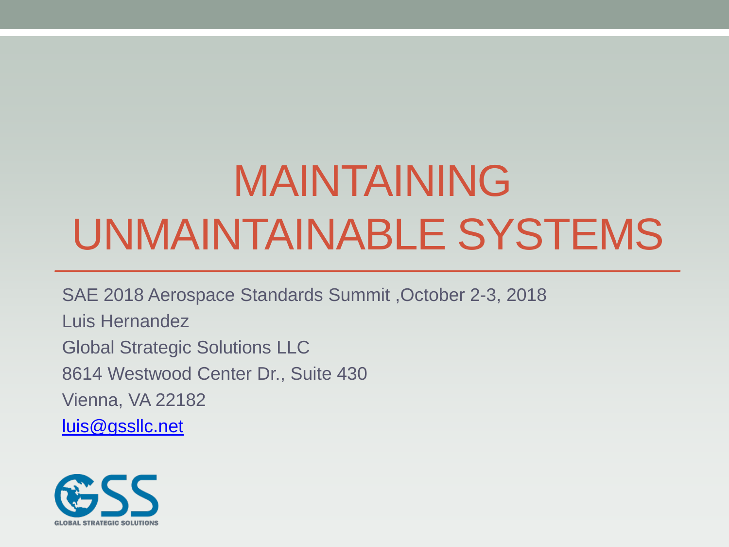# MAINTAINING UNMAINTAINABLE SYSTEMS

SAE 2018 Aerospace Standards Summit ,October 2-3, 2018

Luis Hernandez

Global Strategic Solutions LLC

8614 Westwood Center Dr., Suite 430

Vienna, VA 22182

luis@gssllc.net

GLOBAL STRATEGIC SOLUTIONS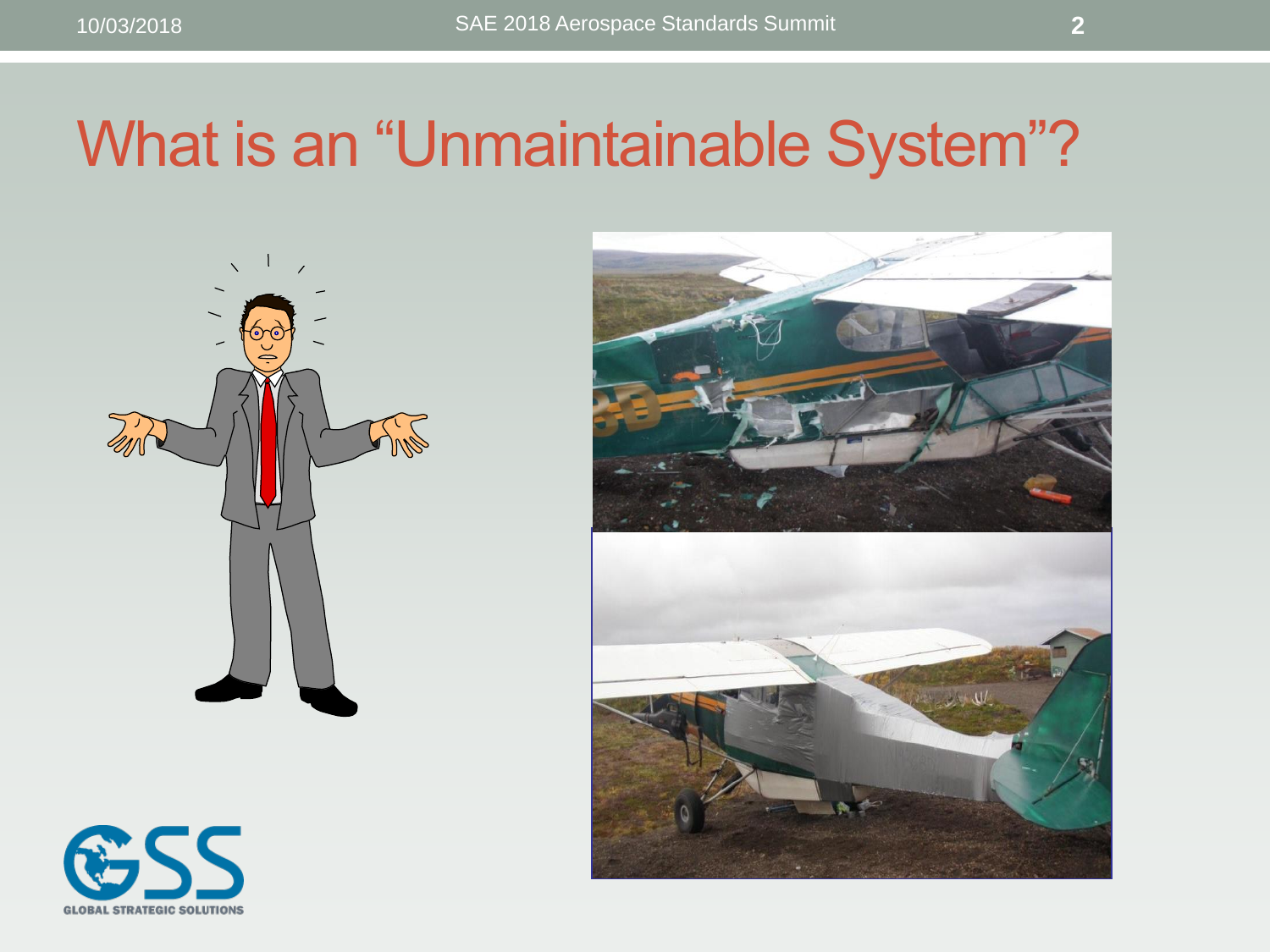# What is an “Unmaintainable System”?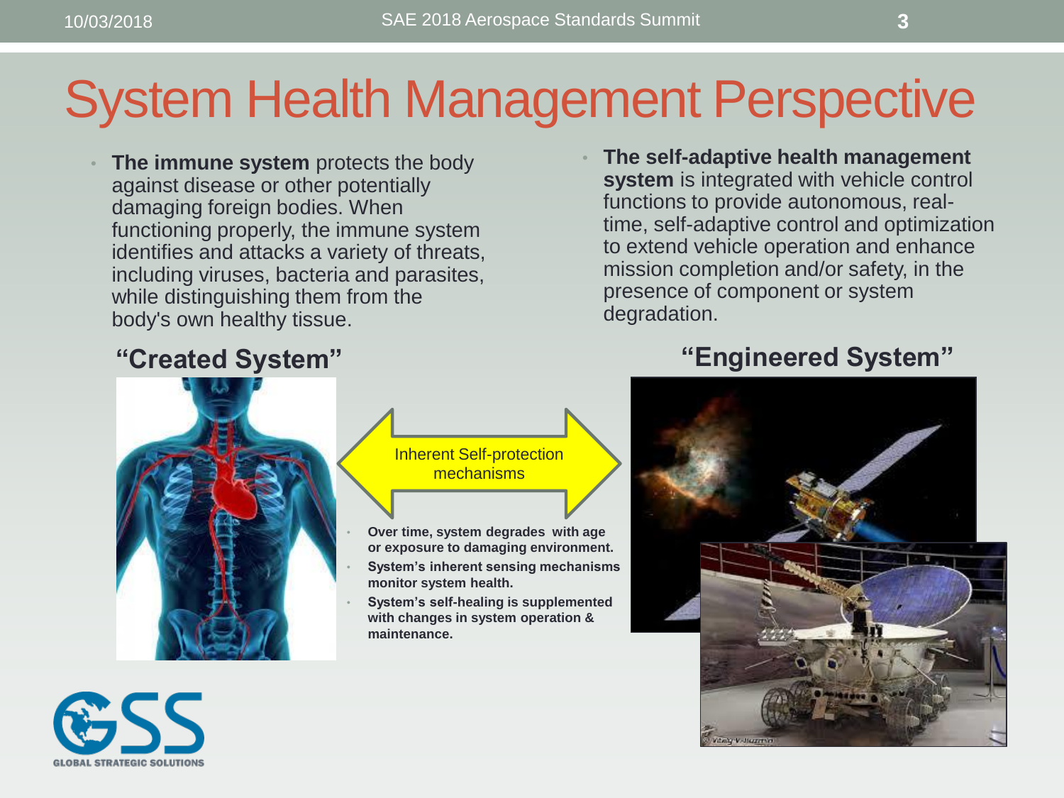# System Health Management Perspective

- **The immune system** protects the body against disease or other potentially damaging foreign bodies. When functioning properly, the immune system identifies and attacks a variety of threats, including viruses, bacteria and parasites, while distinguishing them from the body's own healthy tissue.

- **The self-adaptive health management system** is integrated with vehicle control functions to provide autonomous, real-time, self-adaptive control and optimization to extend vehicle operation and enhance mission completion and/or safety, in the presence of component or system degradation.

## "Created System"

Inherent Self-protection mechanisms

- **Over time, system degrades with age or exposure to damaging environment.**
- **System's inherent sensing mechanisms monitor system health.**
- **System's self-healing is supplemented with changes in system operation & maintenance.**

## "Engineered System"

GSS GLOBAL STRATEGIC SOLUTIONS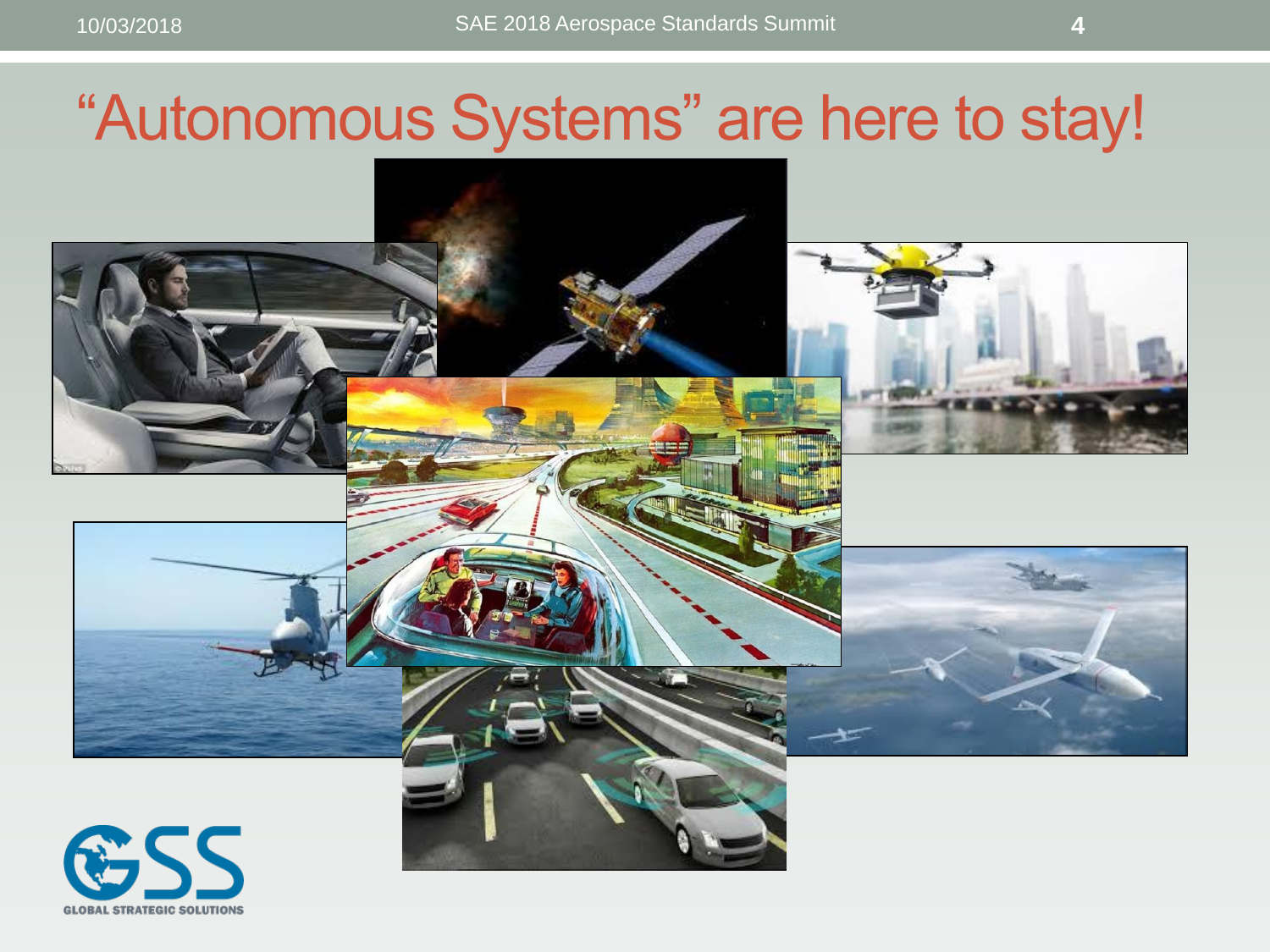# "Autonomous Systems" are here to stay!

GLOBAL STRATEGIC SOLUTIONS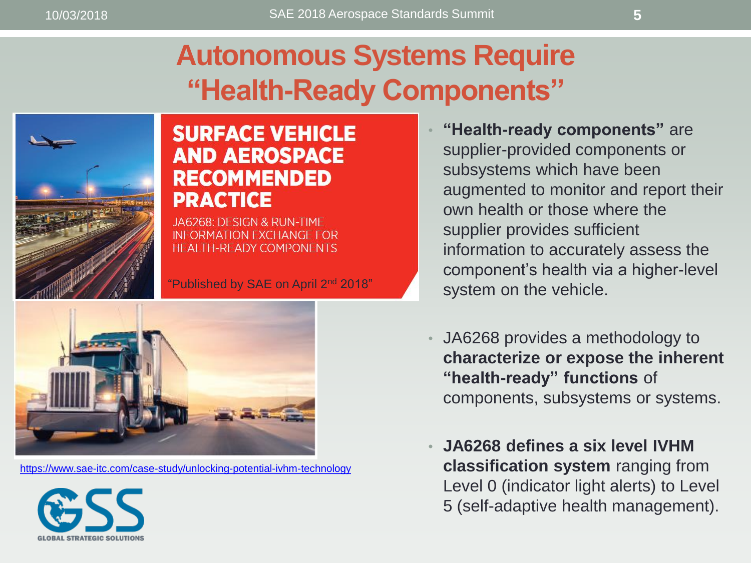# Autonomous Systems Require "Health-Ready Components"

**SURFACE VEHICLE AND AEROSPACE RECOMMENDED PRACTICE**

JA6268: DESIGN & RUN-TIME INFORMATION EXCHANGE FOR HEALTH-READY COMPONENTS

"Published by SAE on April 2nd 2018"

https://www.sae-itc.com/case-study/unlocking-potential-ivhm-technology

GSS GLOBAL STRATEGIC SOLUTIONS

- **"Health-ready components"** are supplier-provided components or subsystems which have been augmented to monitor and report their own health or those where the supplier provides sufficient information to accurately assess the component's health via a higher-level system on the vehicle.
- JA6268 provides a methodology to **characterize or expose the inherent "health-ready" functions** of components, subsystems or systems.
- **JA6268 defines a six level IVHM classification system** ranging from Level 0 (indicator light alerts) to Level 5 (self-adaptive health management).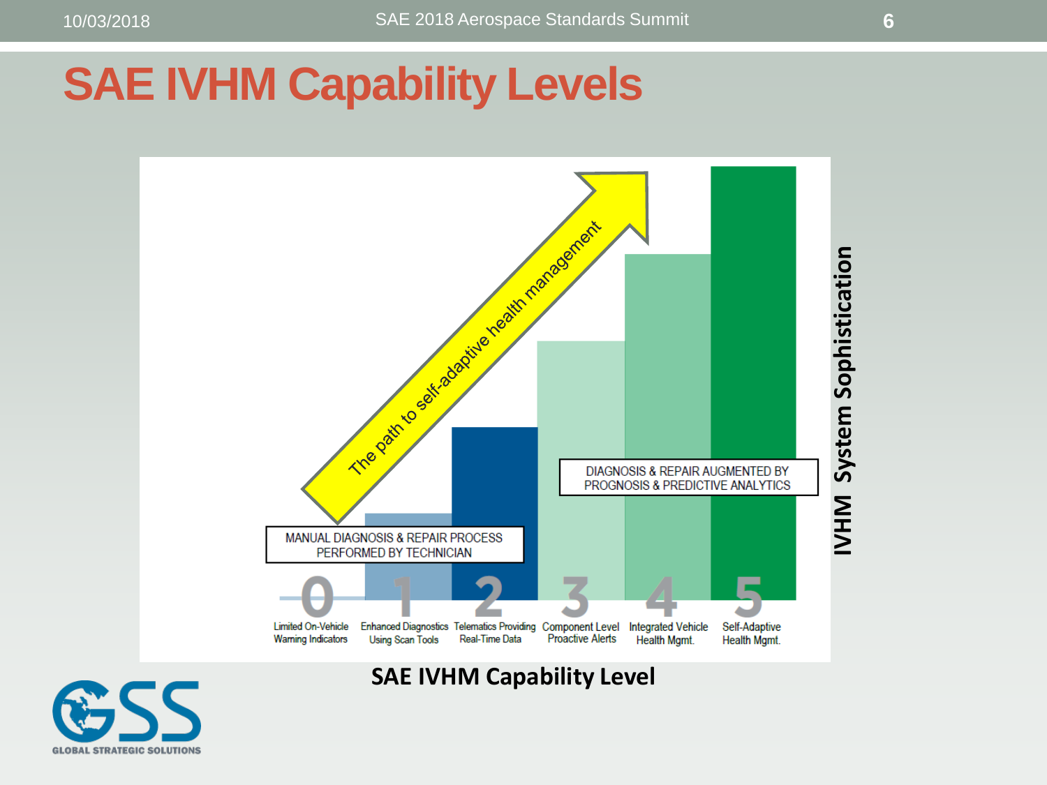# SAE IVHM Capability Levels

The path to self-adaptive health management

MANUAL DIAGNOSIS & REPAIR PROCESS PERFORMED BY TECHNICIAN

DIAGNOSIS & REPAIR AUGMENTED BY PROGNOSIS & PREDICTIVE ANALYTICS

| Level | Description |
| --- | --- |
| 0 | Limited On-Vehicle Warning Indicators |
| 1 | Enhanced Diagnostics Using Scan Tools |
| 2 | Telematics Providing Real-Time Data |
| 3 | Component Level Proactive Alerts |
| 4 | Integrated Vehicle Health Mgmt. |
| 5 | Self-Adaptive Health Mgmt. |

IVHM System Sophistication

SAE IVHM Capability Level

GSS GLOBAL STRATEGIC SOLUTIONS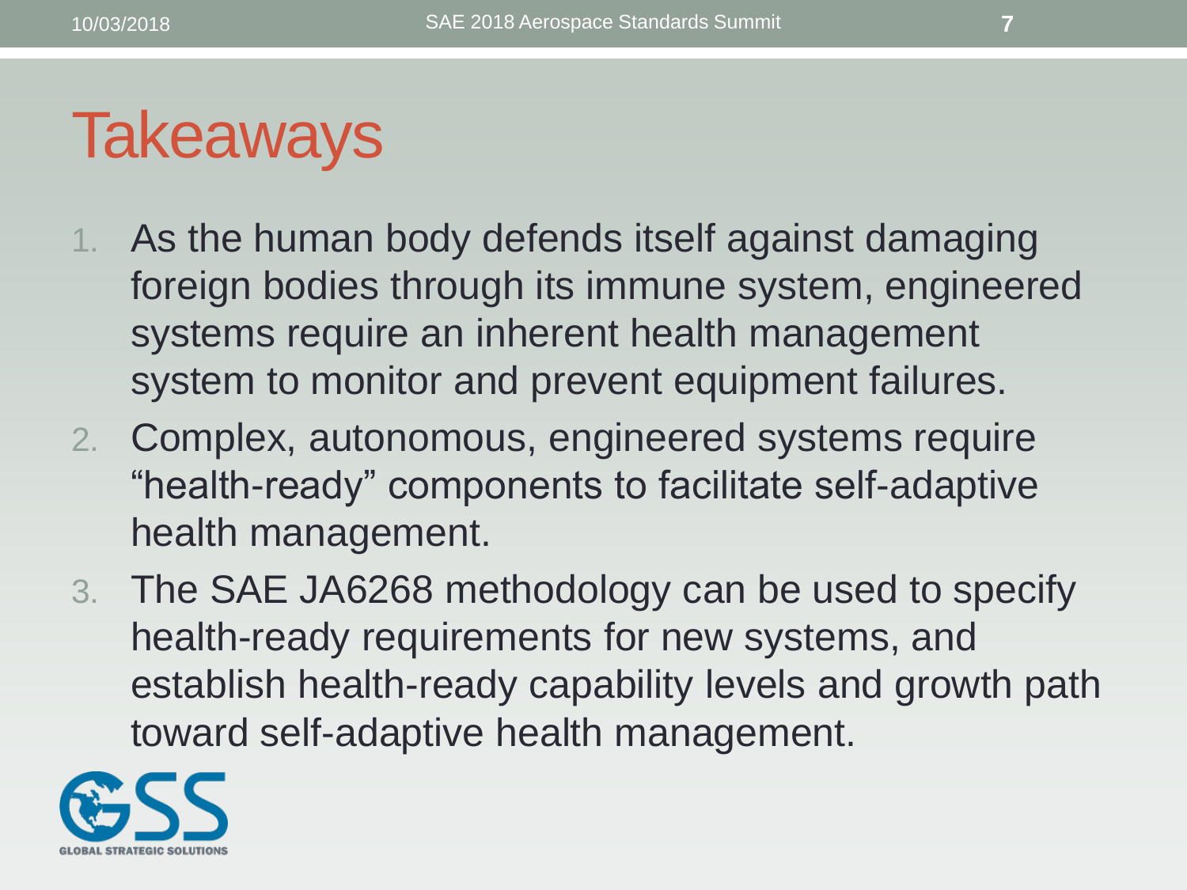# Takeaways

1. As the human body defends itself against damaging foreign bodies through its immune system, engineered systems require an inherent health management system to monitor and prevent equipment failures.
2. Complex, autonomous, engineered systems require "health-ready" components to facilitate self-adaptive health management.
3. The SAE JA6268 methodology can be used to specify health-ready requirements for new systems, and establish health-ready capability levels and growth path toward self-adaptive health management.

GSS
GLOBAL STRATEGIC SOLUTIONS